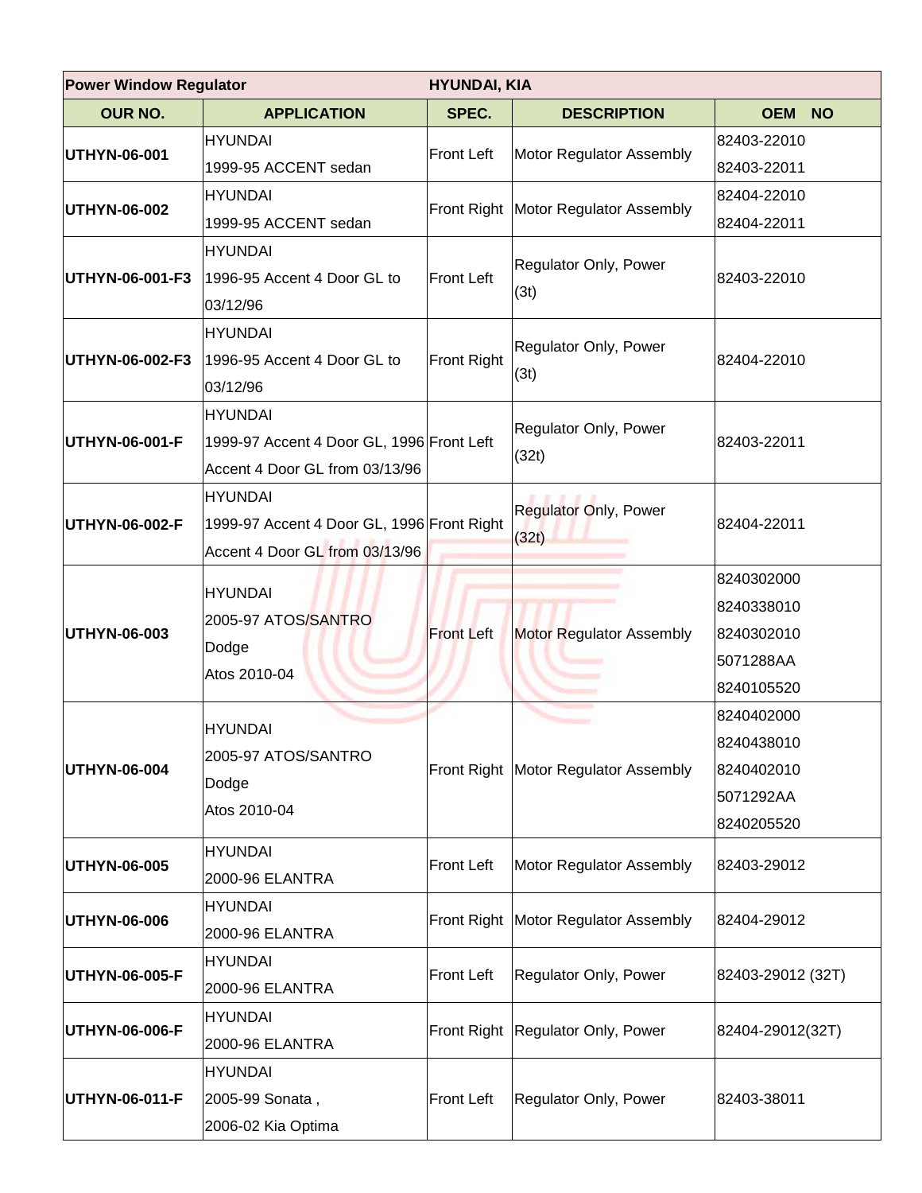| Power Window Regulator | | HYUNDAI, KIA | | |
|---|---|---|---|---|
| **OUR NO.** | **APPLICATION** | **SPEC.** | **DESCRIPTION** | **OEM NO** |
| **UTHYN-06-001** | HYUNDAI<br>1999-95 ACCENT sedan | Front Left | Motor Regulator Assembly | 82403-22010<br>82403-22011 |
| **UTHYN-06-002** | HYUNDAI<br>1999-95 ACCENT sedan | Front Right | Motor Regulator Assembly | 82404-22010<br>82404-22011 |
| **UTHYN-06-001-F3** | HYUNDAI<br>1996-95 Accent 4 Door GL to 03/12/96 | Front Left | Regulator Only, Power (3t) | 82403-22010 |
| **UTHYN-06-002-F3** | HYUNDAI<br>1996-95 Accent 4 Door GL to 03/12/96 | Front Right | Regulator Only, Power (3t) | 82404-22010 |
| **UTHYN-06-001-F** | HYUNDAI<br>1999-97 Accent 4 Door GL, 1996 Accent 4 Door GL from 03/13/96 | Front Left | Regulator Only, Power (32t) | 82403-22011 |
| **UTHYN-06-002-F** | HYUNDAI<br>1999-97 Accent 4 Door GL, 1996 Accent 4 Door GL from 03/13/96 | Front Right | Regulator Only, Power (32t) | 82404-22011 |
| **UTHYN-06-003** | HYUNDAI<br>2005-97 ATOS/SANTRO<br>Dodge<br>Atos 2010-04 | Front Left | Motor Regulator Assembly | 8240302000<br>8240338010<br>8240302010<br>5071288AA<br>8240105520 |
| **UTHYN-06-004** | HYUNDAI<br>2005-97 ATOS/SANTRO<br>Dodge<br>Atos 2010-04 | Front Right | Motor Regulator Assembly | 8240402000<br>8240438010<br>8240402010<br>5071292AA<br>8240205520 |
| **UTHYN-06-005** | HYUNDAI<br>2000-96 ELANTRA | Front Left | Motor Regulator Assembly | 82403-29012 |
| **UTHYN-06-006** | HYUNDAI<br>2000-96 ELANTRA | Front Right | Motor Regulator Assembly | 82404-29012 |
| **UTHYN-06-005-F** | HYUNDAI<br>2000-96 ELANTRA | Front Left | Regulator Only, Power | 82403-29012 (32T) |
| **UTHYN-06-006-F** | HYUNDAI<br>2000-96 ELANTRA | Front Right | Regulator Only, Power | 82404-29012(32T) |
| **UTHYN-06-011-F** | HYUNDAI<br>2005-99 Sonata ,<br>2006-02 Kia Optima | Front Left | Regulator Only, Power | 82403-38011 |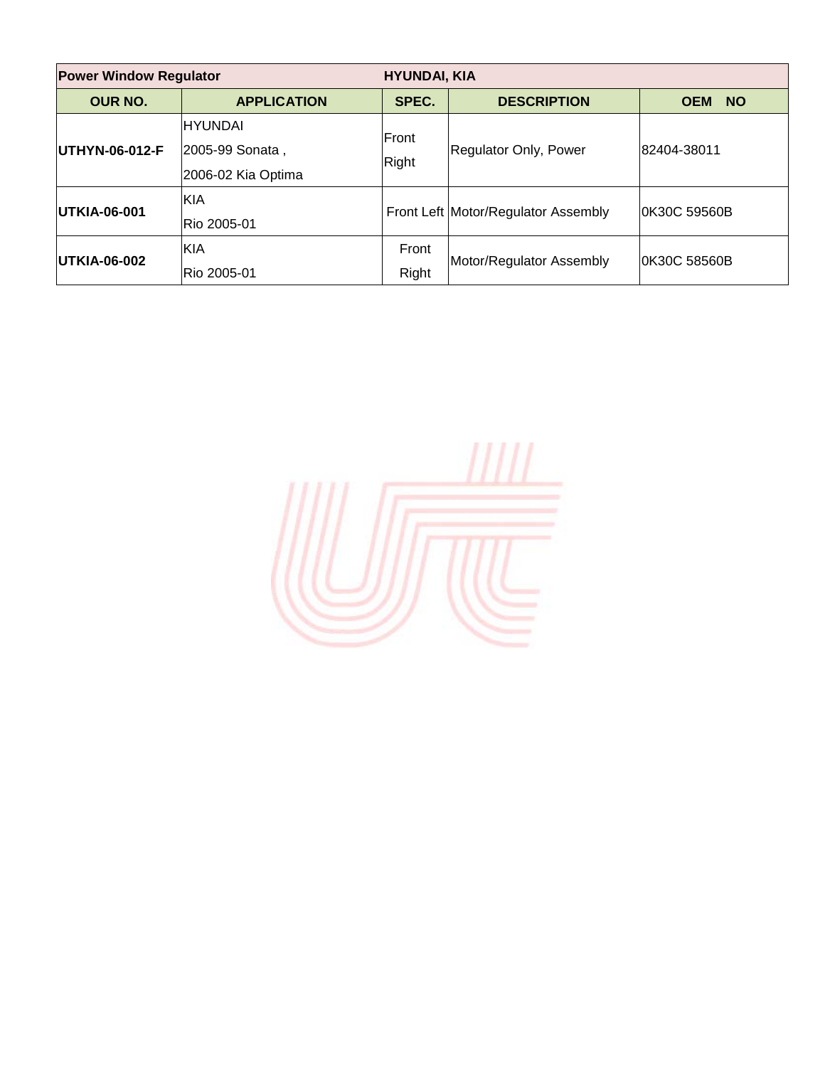| Power Window Regulator | | HYUNDAI, KIA | | |
|---|---|---|---|---|
| **OUR NO.** | **APPLICATION** | **SPEC.** | **DESCRIPTION** | **OEM NO** |
| **UTHYN-06-012-F** | HYUNDAI<br>2005-99 Sonata ,<br>2006-02 Kia Optima | Front Right | Regulator Only, Power | 82404-38011 |
| **UTKIA-06-001** | KIA<br>Rio 2005-01 | Front Left | Motor/Regulator Assembly | 0K30C 59560B |
| **UTKIA-06-002** | KIA<br>Rio 2005-01 | Front Right | Motor/Regulator Assembly | 0K30C 58560B |